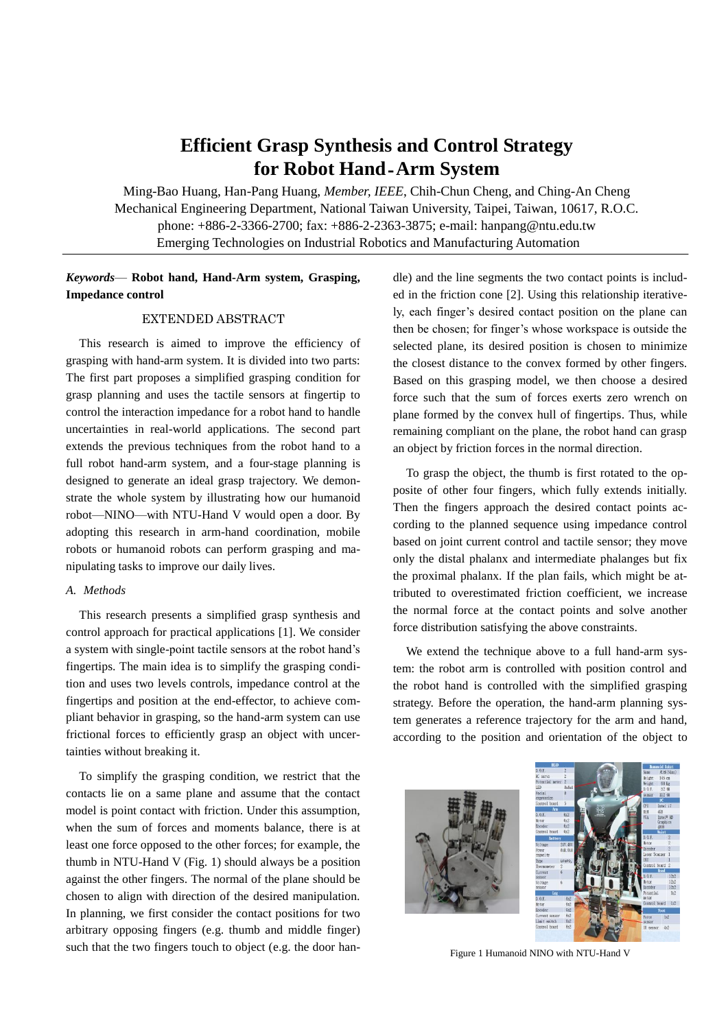# Efficient Grasp Synthesis and Control Strategy for Robot Hand-Arm System

Ming-Bao Huang, Han-Pang Huang, *Member, IEEE*, Chih-Chun Cheng, and Ching-An Cheng
Mechanical Engineering Department, National Taiwan University, Taipei, Taiwan, 10617, R.O.C.
phone: +886-2-3366-2700; fax: +886-2-2363-3875; e-mail: hanpang@ntu.edu.tw
Emerging Technologies on Industrial Robotics and Manufacturing Automation

***Keywords*— Robot hand, Hand-Arm system, Grasping, Impedance control**

## EXTENDED ABSTRACT

This research is aimed to improve the efficiency of grasping with hand-arm system. It is divided into two parts: The first part proposes a simplified grasping condition for grasp planning and uses the tactile sensors at fingertip to control the interaction impedance for a robot hand to handle uncertainties in real-world applications. The second part extends the previous techniques from the robot hand to a full robot hand-arm system, and a four-stage planning is designed to generate an ideal grasp trajectory. We demonstrate the whole system by illustrating how our humanoid robot—NINO—with NTU-Hand V would open a door. By adopting this research in arm-hand coordination, mobile robots or humanoid robots can perform grasping and manipulating tasks to improve our daily lives.

### *A. Methods*

This research presents a simplified grasp synthesis and control approach for practical applications [1]. We consider a system with single-point tactile sensors at the robot hand's fingertips. The main idea is to simplify the grasping condition and uses two levels controls, impedance control at the fingertips and position at the end-effector, to achieve compliant behavior in grasping, so the hand-arm system can use frictional forces to efficiently grasp an object with uncertainties without breaking it.

To simplify the grasping condition, we restrict that the contacts lie on a same plane and assume that the contact model is point contact with friction. Under this assumption, when the sum of forces and moments balance, there is at least one force opposed to the other forces; for example, the thumb in NTU-Hand V (Fig. 1) should always be a position against the other fingers. The normal of the plane should be chosen to align with direction of the desired manipulation. In planning, we first consider the contact positions for two arbitrary opposing fingers (e.g. thumb and middle finger) such that the two fingers touch to object (e.g. the door handle) and the line segments the two contact points is included in the friction cone [2]. Using this relationship iteratively, each finger's desired contact position on the plane can then be chosen; for finger's whose workspace is outside the selected plane, its desired position is chosen to minimize the closest distance to the convex formed by other fingers. Based on this grasping model, we then choose a desired force such that the sum of forces exerts zero wrench on plane formed by the convex hull of fingertips. Thus, while remaining compliant on the plane, the robot hand can grasp an object by friction forces in the normal direction.

To grasp the object, the thumb is first rotated to the opposite of other four fingers, which fully extends initially. Then the fingers approach the desired contact points according to the planned sequence using impedance control based on joint current control and tactile sensor; they move only the distal phalanx and intermediate phalanges but fix the proximal phalanx. If the plan fails, which might be attributed to overestimated friction coefficient, we increase the normal force at the contact points and solve another force distribution satisfying the above constraints.

We extend the technique above to a full hand-arm system: the robot arm is controlled with position control and the robot hand is controlled with the simplified grasping strategy. Before the operation, the hand-arm planning system generates a reference trajectory for the arm and hand, according to the position and orientation of the object to

Figure 1 Humanoid NINO with NTU-Hand V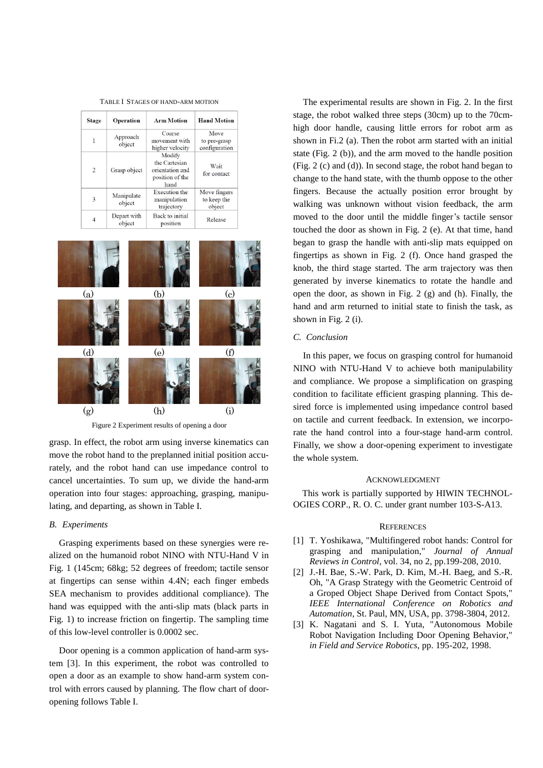TABLE I STAGES OF HAND-ARM MOTION

| Stage | Operation | Arm Motion | Hand Motion |
| --- | --- | --- | --- |
| 1 | Approach object | Coarse movement with higher velocity | Move to pre-grasp configuration |
| 2 | Grasp object | Modify the Cartesian orientation and position of the hand | Wait for contact |
| 3 | Manipulate object | Execution the manipulation trajectory | Move fingers to keep the object |
| 4 | Depart with object | Back to initial position | Release |

(a) (b) (c)

(d) (e) (f)

(g) (h) (i)

Figure 2 Experiment results of opening a door

grasp. In effect, the robot arm using inverse kinematics can move the robot hand to the preplanned initial position accurately, and the robot hand can use impedance control to cancel uncertainties. To sum up, we divide the hand-arm operation into four stages: approaching, grasping, manipulating, and departing, as shown in Table I.

### B. Experiments

Grasping experiments based on these synergies were realized on the humanoid robot NINO with NTU-Hand V in Fig. 1 (145cm; 68kg; 52 degrees of freedom; tactile sensor at fingertips can sense within 4.4N; each finger embeds SEA mechanism to provides additional compliance). The hand was equipped with the anti-slip mats (black parts in Fig. 1) to increase friction on fingertip. The sampling time of this low-level controller is 0.0002 sec.

Door opening is a common application of hand-arm system [3]. In this experiment, the robot was controlled to open a door as an example to show hand-arm system control with errors caused by planning. The flow chart of door-opening follows Table I.

The experimental results are shown in Fig. 2. In the first stage, the robot walked three steps (30cm) up to the 70cm-high door handle, causing little errors for robot arm as shown in Fi.2 (a). Then the robot arm started with an initial state (Fig. 2 (b)), and the arm moved to the handle position (Fig. 2 (c) and (d)). In second stage, the robot hand began to change to the hand state, with the thumb oppose to the other fingers. Because the actually position error brought by walking was unknown without vision feedback, the arm moved to the door until the middle finger's tactile sensor touched the door as shown in Fig. 2 (e). At that time, hand began to grasp the handle with anti-slip mats equipped on fingertips as shown in Fig. 2 (f). Once hand grasped the knob, the third stage started. The arm trajectory was then generated by inverse kinematics to rotate the handle and open the door, as shown in Fig. 2 (g) and (h). Finally, the hand and arm returned to initial state to finish the task, as shown in Fig. 2 (i).

### C. Conclusion

In this paper, we focus on grasping control for humanoid NINO with NTU-Hand V to achieve both manipulability and compliance. We propose a simplification on grasping condition to facilitate efficient grasping planning. This desired force is implemented using impedance control based on tactile and current feedback. In extension, we incorporate the hand control into a four-stage hand-arm control. Finally, we show a door-opening experiment to investigate the whole system.

## ACKNOWLEDGMENT

This work is partially supported by HIWIN TECHNOLOGIES CORP., R. O. C. under grant number 103-S-A13.

## REFERENCES

[1] T. Yoshikawa, "Multifingered robot hands: Control for grasping and manipulation," *Journal of Annual Reviews in Control*, vol. 34, no 2, pp.199-208, 2010.

[2] J.-H. Bae, S.-W. Park, D. Kim, M.-H. Baeg, and S.-R. Oh, "A Grasp Strategy with the Geometric Centroid of a Groped Object Shape Derived from Contact Spots," *IEEE International Conference on Robotics and Automation*, St. Paul, MN, USA, pp. 3798-3804, 2012.

[3] K. Nagatani and S. I. Yuta, "Autonomous Mobile Robot Navigation Including Door Opening Behavior," *in Field and Service Robotics*, pp. 195-202, 1998.